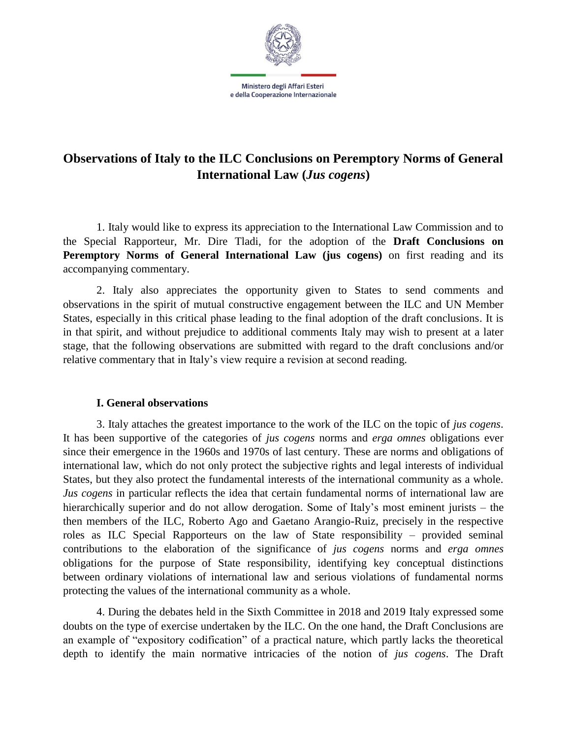Ministero degli Affari Esteri
e della Cooperazione Internazionale

# Observations of Italy to the ILC Conclusions on Peremptory Norms of General International Law (*Jus cogens*)

1. Italy would like to express its appreciation to the International Law Commission and to the Special Rapporteur, Mr. Dire Tladi, for the adoption of the **Draft Conclusions on Peremptory Norms of General International Law (jus cogens)** on first reading and its accompanying commentary.

2. Italy also appreciates the opportunity given to States to send comments and observations in the spirit of mutual constructive engagement between the ILC and UN Member States, especially in this critical phase leading to the final adoption of the draft conclusions. It is in that spirit, and without prejudice to additional comments Italy may wish to present at a later stage, that the following observations are submitted with regard to the draft conclusions and/or relative commentary that in Italy's view require a revision at second reading.

## I. General observations

3. Italy attaches the greatest importance to the work of the ILC on the topic of *jus cogens*. It has been supportive of the categories of *jus cogens* norms and *erga omnes* obligations ever since their emergence in the 1960s and 1970s of last century. These are norms and obligations of international law, which do not only protect the subjective rights and legal interests of individual States, but they also protect the fundamental interests of the international community as a whole. *Jus cogens* in particular reflects the idea that certain fundamental norms of international law are hierarchically superior and do not allow derogation. Some of Italy's most eminent jurists – the then members of the ILC, Roberto Ago and Gaetano Arangio-Ruiz, precisely in the respective roles as ILC Special Rapporteurs on the law of State responsibility – provided seminal contributions to the elaboration of the significance of *jus cogens* norms and *erga omnes* obligations for the purpose of State responsibility, identifying key conceptual distinctions between ordinary violations of international law and serious violations of fundamental norms protecting the values of the international community as a whole.

4. During the debates held in the Sixth Committee in 2018 and 2019 Italy expressed some doubts on the type of exercise undertaken by the ILC. On the one hand, the Draft Conclusions are an example of "expository codification" of a practical nature, which partly lacks the theoretical depth to identify the main normative intricacies of the notion of *jus cogens*. The Draft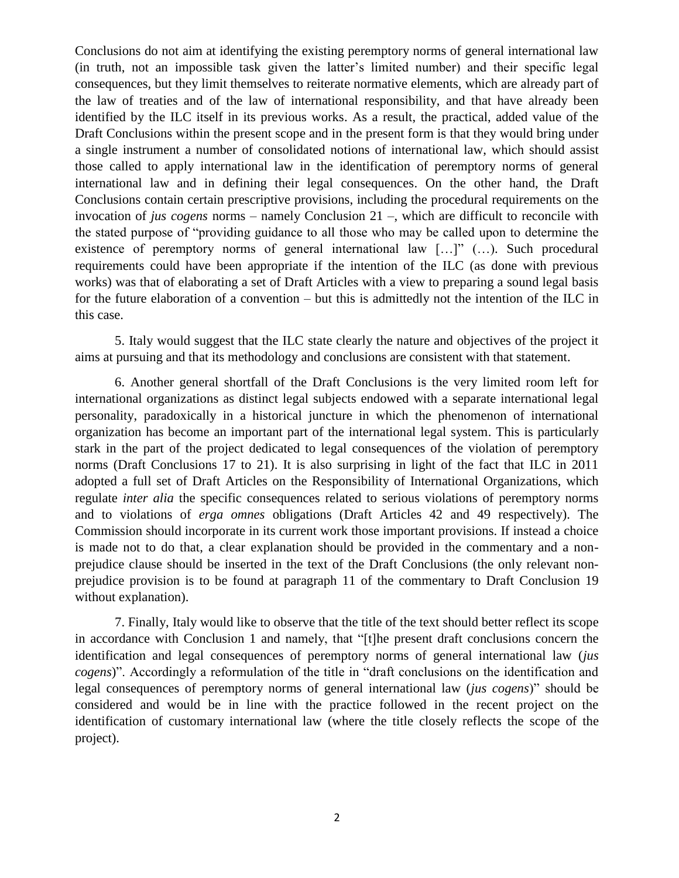Conclusions do not aim at identifying the existing peremptory norms of general international law (in truth, not an impossible task given the latter's limited number) and their specific legal consequences, but they limit themselves to reiterate normative elements, which are already part of the law of treaties and of the law of international responsibility, and that have already been identified by the ILC itself in its previous works. As a result, the practical, added value of the Draft Conclusions within the present scope and in the present form is that they would bring under a single instrument a number of consolidated notions of international law, which should assist those called to apply international law in the identification of peremptory norms of general international law and in defining their legal consequences. On the other hand, the Draft Conclusions contain certain prescriptive provisions, including the procedural requirements on the invocation of *jus cogens* norms – namely Conclusion 21 –, which are difficult to reconcile with the stated purpose of "providing guidance to all those who may be called upon to determine the existence of peremptory norms of general international law […]" (…). Such procedural requirements could have been appropriate if the intention of the ILC (as done with previous works) was that of elaborating a set of Draft Articles with a view to preparing a sound legal basis for the future elaboration of a convention – but this is admittedly not the intention of the ILC in this case.

5. Italy would suggest that the ILC state clearly the nature and objectives of the project it aims at pursuing and that its methodology and conclusions are consistent with that statement.

6. Another general shortfall of the Draft Conclusions is the very limited room left for international organizations as distinct legal subjects endowed with a separate international legal personality, paradoxically in a historical juncture in which the phenomenon of international organization has become an important part of the international legal system. This is particularly stark in the part of the project dedicated to legal consequences of the violation of peremptory norms (Draft Conclusions 17 to 21). It is also surprising in light of the fact that ILC in 2011 adopted a full set of Draft Articles on the Responsibility of International Organizations, which regulate *inter alia* the specific consequences related to serious violations of peremptory norms and to violations of *erga omnes* obligations (Draft Articles 42 and 49 respectively). The Commission should incorporate in its current work those important provisions. If instead a choice is made not to do that, a clear explanation should be provided in the commentary and a non-prejudice clause should be inserted in the text of the Draft Conclusions (the only relevant non-prejudice provision is to be found at paragraph 11 of the commentary to Draft Conclusion 19 without explanation).

7. Finally, Italy would like to observe that the title of the text should better reflect its scope in accordance with Conclusion 1 and namely, that "[t]he present draft conclusions concern the identification and legal consequences of peremptory norms of general international law (*jus cogens*)". Accordingly a reformulation of the title in "draft conclusions on the identification and legal consequences of peremptory norms of general international law (*jus cogens*)" should be considered and would be in line with the practice followed in the recent project on the identification of customary international law (where the title closely reflects the scope of the project).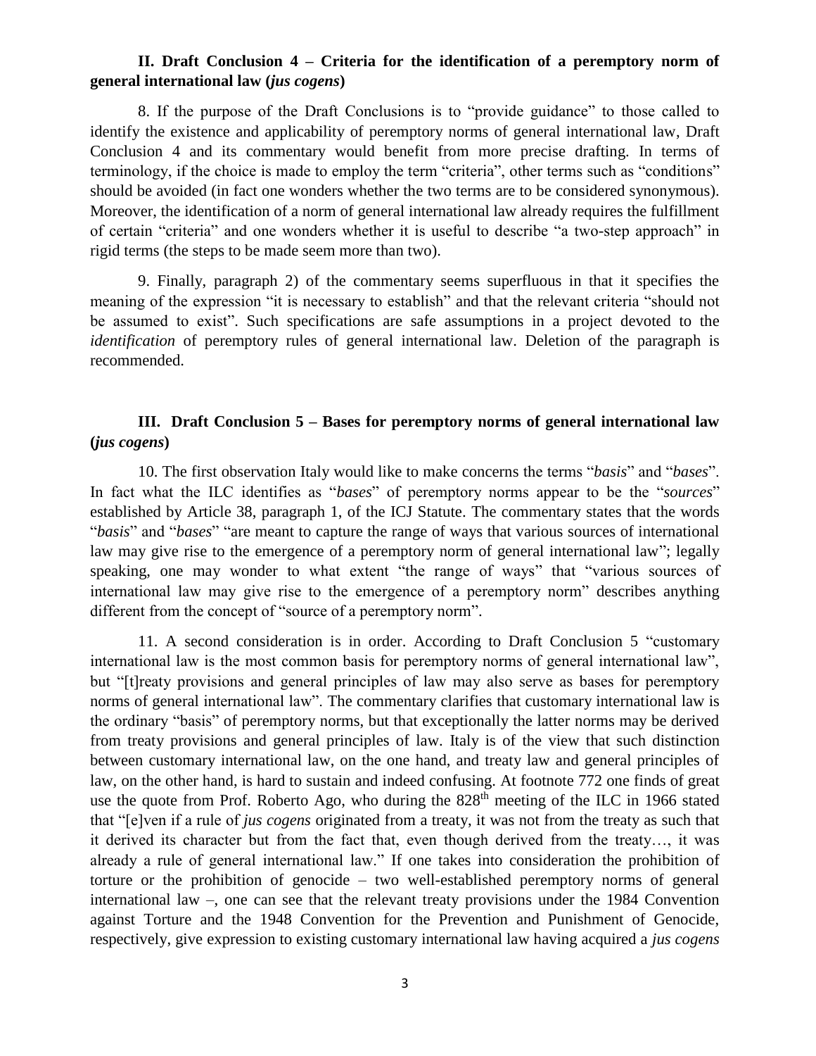### II. Draft Conclusion 4 – Criteria for the identification of a peremptory norm of general international law (*jus cogens*)

8. If the purpose of the Draft Conclusions is to "provide guidance" to those called to identify the existence and applicability of peremptory norms of general international law, Draft Conclusion 4 and its commentary would benefit from more precise drafting. In terms of terminology, if the choice is made to employ the term "criteria", other terms such as "conditions" should be avoided (in fact one wonders whether the two terms are to be considered synonymous). Moreover, the identification of a norm of general international law already requires the fulfillment of certain "criteria" and one wonders whether it is useful to describe "a two-step approach" in rigid terms (the steps to be made seem more than two).

9. Finally, paragraph 2) of the commentary seems superfluous in that it specifies the meaning of the expression "it is necessary to establish" and that the relevant criteria "should not be assumed to exist". Such specifications are safe assumptions in a project devoted to the *identification* of peremptory rules of general international law. Deletion of the paragraph is recommended.

### III. Draft Conclusion 5 – Bases for peremptory norms of general international law (*jus cogens*)

10. The first observation Italy would like to make concerns the terms "*basis*" and "*bases*". In fact what the ILC identifies as "*bases*" of peremptory norms appear to be the "*sources*" established by Article 38, paragraph 1, of the ICJ Statute. The commentary states that the words "*basis*" and "*bases*" "are meant to capture the range of ways that various sources of international law may give rise to the emergence of a peremptory norm of general international law"; legally speaking, one may wonder to what extent "the range of ways" that "various sources of international law may give rise to the emergence of a peremptory norm" describes anything different from the concept of "source of a peremptory norm".

11. A second consideration is in order. According to Draft Conclusion 5 "customary international law is the most common basis for peremptory norms of general international law", but "[t]reaty provisions and general principles of law may also serve as bases for peremptory norms of general international law". The commentary clarifies that customary international law is the ordinary "basis" of peremptory norms, but that exceptionally the latter norms may be derived from treaty provisions and general principles of law. Italy is of the view that such distinction between customary international law, on the one hand, and treaty law and general principles of law, on the other hand, is hard to sustain and indeed confusing. At footnote 772 one finds of great use the quote from Prof. Roberto Ago, who during the 828th meeting of the ILC in 1966 stated that "[e]ven if a rule of *jus cogens* originated from a treaty, it was not from the treaty as such that it derived its character but from the fact that, even though derived from the treaty…, it was already a rule of general international law." If one takes into consideration the prohibition of torture or the prohibition of genocide – two well-established peremptory norms of general international law –, one can see that the relevant treaty provisions under the 1984 Convention against Torture and the 1948 Convention for the Prevention and Punishment of Genocide, respectively, give expression to existing customary international law having acquired a *jus cogens*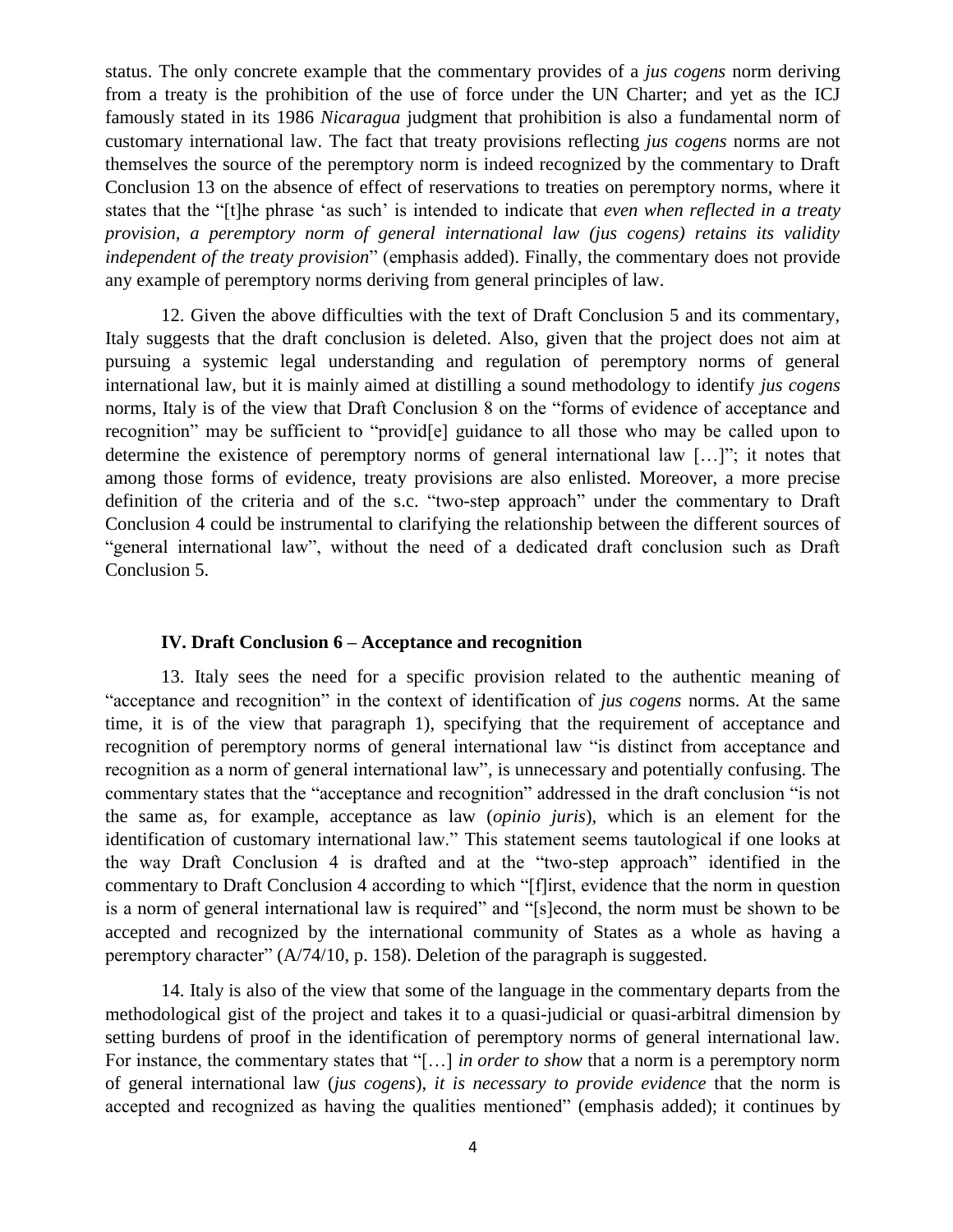status. The only concrete example that the commentary provides of a *jus cogens* norm deriving from a treaty is the prohibition of the use of force under the UN Charter; and yet as the ICJ famously stated in its 1986 *Nicaragua* judgment that prohibition is also a fundamental norm of customary international law. The fact that treaty provisions reflecting *jus cogens* norms are not themselves the source of the peremptory norm is indeed recognized by the commentary to Draft Conclusion 13 on the absence of effect of reservations to treaties on peremptory norms, where it states that the "[t]he phrase 'as such' is intended to indicate that *even when reflected in a treaty provision, a peremptory norm of general international law (jus cogens) retains its validity independent of the treaty provision*" (emphasis added). Finally, the commentary does not provide any example of peremptory norms deriving from general principles of law.

12. Given the above difficulties with the text of Draft Conclusion 5 and its commentary, Italy suggests that the draft conclusion is deleted. Also, given that the project does not aim at pursuing a systemic legal understanding and regulation of peremptory norms of general international law, but it is mainly aimed at distilling a sound methodology to identify *jus cogens* norms, Italy is of the view that Draft Conclusion 8 on the "forms of evidence of acceptance and recognition" may be sufficient to "provid[e] guidance to all those who may be called upon to determine the existence of peremptory norms of general international law […]"; it notes that among those forms of evidence, treaty provisions are also enlisted. Moreover, a more precise definition of the criteria and of the s.c. "two-step approach" under the commentary to Draft Conclusion 4 could be instrumental to clarifying the relationship between the different sources of "general international law", without the need of a dedicated draft conclusion such as Draft Conclusion 5.

### IV. Draft Conclusion 6 – Acceptance and recognition

13. Italy sees the need for a specific provision related to the authentic meaning of "acceptance and recognition" in the context of identification of *jus cogens* norms. At the same time, it is of the view that paragraph 1), specifying that the requirement of acceptance and recognition of peremptory norms of general international law "is distinct from acceptance and recognition as a norm of general international law", is unnecessary and potentially confusing. The commentary states that the "acceptance and recognition" addressed in the draft conclusion "is not the same as, for example, acceptance as law (*opinio juris*), which is an element for the identification of customary international law." This statement seems tautological if one looks at the way Draft Conclusion 4 is drafted and at the "two-step approach" identified in the commentary to Draft Conclusion 4 according to which "[f]irst, evidence that the norm in question is a norm of general international law is required" and "[s]econd, the norm must be shown to be accepted and recognized by the international community of States as a whole as having a peremptory character" (A/74/10, p. 158). Deletion of the paragraph is suggested.

14. Italy is also of the view that some of the language in the commentary departs from the methodological gist of the project and takes it to a quasi-judicial or quasi-arbitral dimension by setting burdens of proof in the identification of peremptory norms of general international law. For instance, the commentary states that "[…] *in order to show* that a norm is a peremptory norm of general international law (*jus cogens*), *it is necessary to provide evidence* that the norm is accepted and recognized as having the qualities mentioned" (emphasis added); it continues by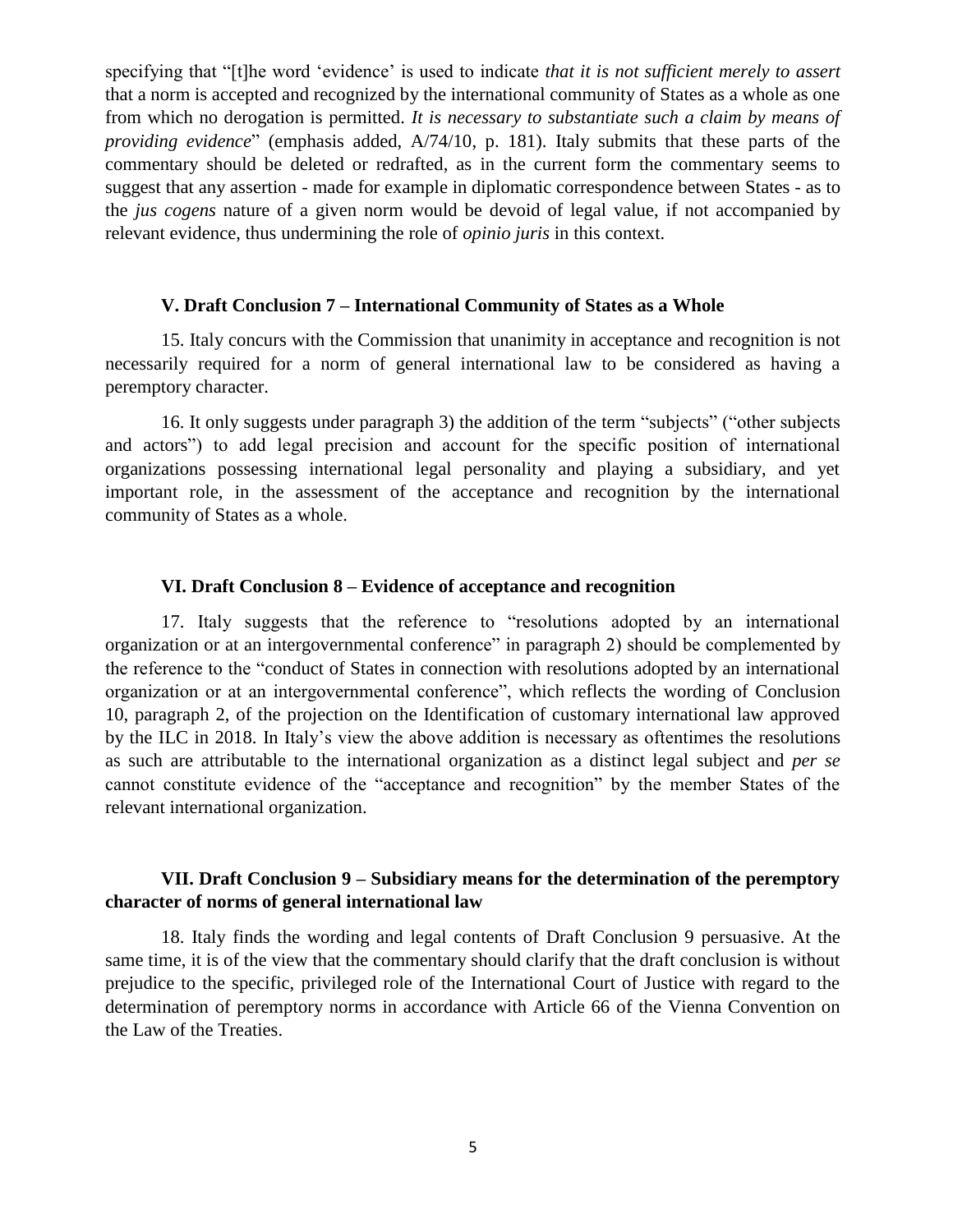specifying that "[t]he word 'evidence' is used to indicate *that it is not sufficient merely to assert* that a norm is accepted and recognized by the international community of States as a whole as one from which no derogation is permitted. *It is necessary to substantiate such a claim by means of providing evidence*" (emphasis added, A/74/10, p. 181). Italy submits that these parts of the commentary should be deleted or redrafted, as in the current form the commentary seems to suggest that any assertion - made for example in diplomatic correspondence between States - as to the *jus cogens* nature of a given norm would be devoid of legal value, if not accompanied by relevant evidence, thus undermining the role of *opinio juris* in this context.

### V. Draft Conclusion 7 – International Community of States as a Whole

15. Italy concurs with the Commission that unanimity in acceptance and recognition is not necessarily required for a norm of general international law to be considered as having a peremptory character.

16. It only suggests under paragraph 3) the addition of the term "subjects" ("other subjects and actors") to add legal precision and account for the specific position of international organizations possessing international legal personality and playing a subsidiary, and yet important role, in the assessment of the acceptance and recognition by the international community of States as a whole.

### VI. Draft Conclusion 8 – Evidence of acceptance and recognition

17. Italy suggests that the reference to "resolutions adopted by an international organization or at an intergovernmental conference" in paragraph 2) should be complemented by the reference to the "conduct of States in connection with resolutions adopted by an international organization or at an intergovernmental conference", which reflects the wording of Conclusion 10, paragraph 2, of the projection on the Identification of customary international law approved by the ILC in 2018. In Italy's view the above addition is necessary as oftentimes the resolutions as such are attributable to the international organization as a distinct legal subject and *per se* cannot constitute evidence of the "acceptance and recognition" by the member States of the relevant international organization.

### VII. Draft Conclusion 9 – Subsidiary means for the determination of the peremptory character of norms of general international law

18. Italy finds the wording and legal contents of Draft Conclusion 9 persuasive. At the same time, it is of the view that the commentary should clarify that the draft conclusion is without prejudice to the specific, privileged role of the International Court of Justice with regard to the determination of peremptory norms in accordance with Article 66 of the Vienna Convention on the Law of the Treaties.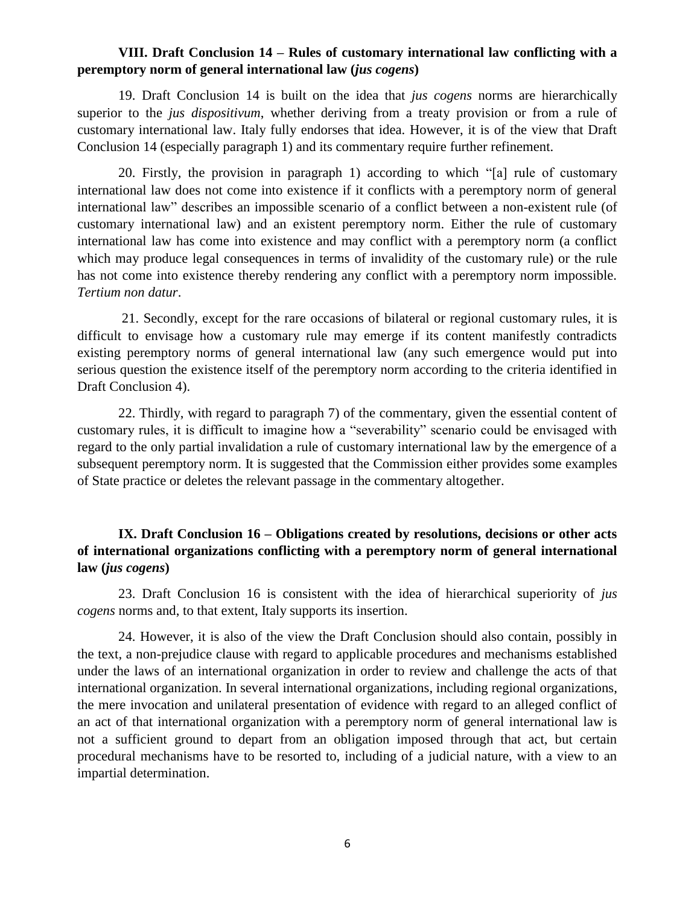### VIII. Draft Conclusion 14 – Rules of customary international law conflicting with a peremptory norm of general international law (*jus cogens*)

19. Draft Conclusion 14 is built on the idea that *jus cogens* norms are hierarchically superior to the *jus dispositivum*, whether deriving from a treaty provision or from a rule of customary international law. Italy fully endorses that idea. However, it is of the view that Draft Conclusion 14 (especially paragraph 1) and its commentary require further refinement.

20. Firstly, the provision in paragraph 1) according to which "[a] rule of customary international law does not come into existence if it conflicts with a peremptory norm of general international law" describes an impossible scenario of a conflict between a non-existent rule (of customary international law) and an existent peremptory norm. Either the rule of customary international law has come into existence and may conflict with a peremptory norm (a conflict which may produce legal consequences in terms of invalidity of the customary rule) or the rule has not come into existence thereby rendering any conflict with a peremptory norm impossible. *Tertium non datur*.

21. Secondly, except for the rare occasions of bilateral or regional customary rules, it is difficult to envisage how a customary rule may emerge if its content manifestly contradicts existing peremptory norms of general international law (any such emergence would put into serious question the existence itself of the peremptory norm according to the criteria identified in Draft Conclusion 4).

22. Thirdly, with regard to paragraph 7) of the commentary, given the essential content of customary rules, it is difficult to imagine how a "severability" scenario could be envisaged with regard to the only partial invalidation a rule of customary international law by the emergence of a subsequent peremptory norm. It is suggested that the Commission either provides some examples of State practice or deletes the relevant passage in the commentary altogether.

### IX. Draft Conclusion 16 – Obligations created by resolutions, decisions or other acts of international organizations conflicting with a peremptory norm of general international law (*jus cogens*)

23. Draft Conclusion 16 is consistent with the idea of hierarchical superiority of *jus cogens* norms and, to that extent, Italy supports its insertion.

24. However, it is also of the view the Draft Conclusion should also contain, possibly in the text, a non-prejudice clause with regard to applicable procedures and mechanisms established under the laws of an international organization in order to review and challenge the acts of that international organization. In several international organizations, including regional organizations, the mere invocation and unilateral presentation of evidence with regard to an alleged conflict of an act of that international organization with a peremptory norm of general international law is not a sufficient ground to depart from an obligation imposed through that act, but certain procedural mechanisms have to be resorted to, including of a judicial nature, with a view to an impartial determination.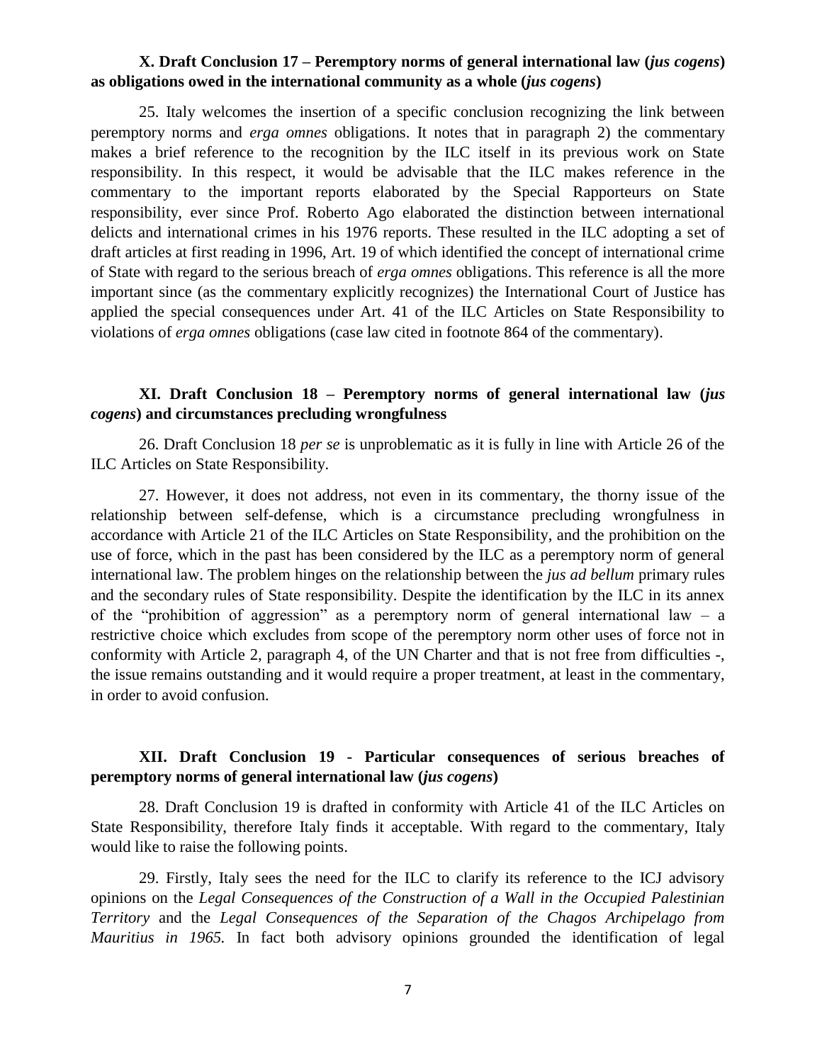### X. Draft Conclusion 17 – Peremptory norms of general international law (*jus cogens*) as obligations owed in the international community as a whole (*jus cogens*)

25. Italy welcomes the insertion of a specific conclusion recognizing the link between peremptory norms and *erga omnes* obligations. It notes that in paragraph 2) the commentary makes a brief reference to the recognition by the ILC itself in its previous work on State responsibility. In this respect, it would be advisable that the ILC makes reference in the commentary to the important reports elaborated by the Special Rapporteurs on State responsibility, ever since Prof. Roberto Ago elaborated the distinction between international delicts and international crimes in his 1976 reports. These resulted in the ILC adopting a set of draft articles at first reading in 1996, Art. 19 of which identified the concept of international crime of State with regard to the serious breach of *erga omnes* obligations. This reference is all the more important since (as the commentary explicitly recognizes) the International Court of Justice has applied the special consequences under Art. 41 of the ILC Articles on State Responsibility to violations of *erga omnes* obligations (case law cited in footnote 864 of the commentary).

### XI. Draft Conclusion 18 – Peremptory norms of general international law (*jus cogens*) and circumstances precluding wrongfulness

26. Draft Conclusion 18 *per se* is unproblematic as it is fully in line with Article 26 of the ILC Articles on State Responsibility.

27. However, it does not address, not even in its commentary, the thorny issue of the relationship between self-defense, which is a circumstance precluding wrongfulness in accordance with Article 21 of the ILC Articles on State Responsibility, and the prohibition on the use of force, which in the past has been considered by the ILC as a peremptory norm of general international law. The problem hinges on the relationship between the *jus ad bellum* primary rules and the secondary rules of State responsibility. Despite the identification by the ILC in its annex of the "prohibition of aggression" as a peremptory norm of general international law – a restrictive choice which excludes from scope of the peremptory norm other uses of force not in conformity with Article 2, paragraph 4, of the UN Charter and that is not free from difficulties -, the issue remains outstanding and it would require a proper treatment, at least in the commentary, in order to avoid confusion.

### XII. Draft Conclusion 19 - Particular consequences of serious breaches of peremptory norms of general international law (*jus cogens*)

28. Draft Conclusion 19 is drafted in conformity with Article 41 of the ILC Articles on State Responsibility, therefore Italy finds it acceptable. With regard to the commentary, Italy would like to raise the following points.

29. Firstly, Italy sees the need for the ILC to clarify its reference to the ICJ advisory opinions on the *Legal Consequences of the Construction of a Wall in the Occupied Palestinian Territory* and the *Legal Consequences of the Separation of the Chagos Archipelago from Mauritius in 1965.* In fact both advisory opinions grounded the identification of legal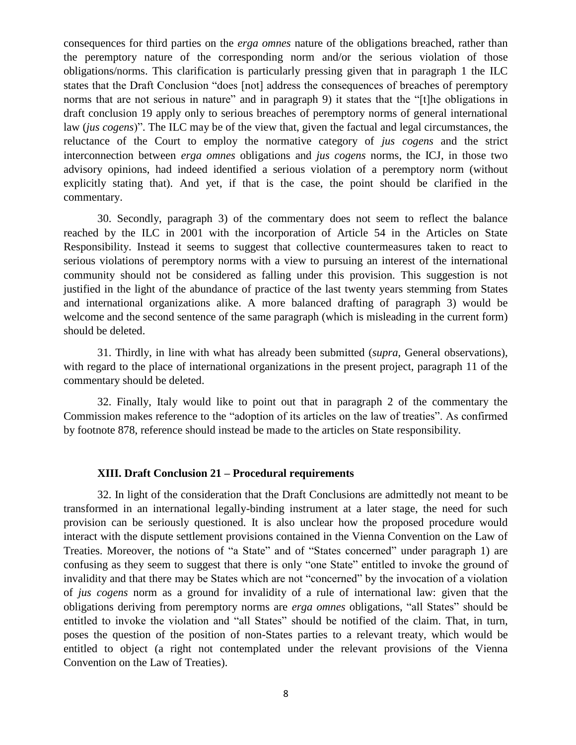consequences for third parties on the *erga omnes* nature of the obligations breached, rather than the peremptory nature of the corresponding norm and/or the serious violation of those obligations/norms. This clarification is particularly pressing given that in paragraph 1 the ILC states that the Draft Conclusion "does [not] address the consequences of breaches of peremptory norms that are not serious in nature" and in paragraph 9) it states that the "[t]he obligations in draft conclusion 19 apply only to serious breaches of peremptory norms of general international law (*jus cogens*)". The ILC may be of the view that, given the factual and legal circumstances, the reluctance of the Court to employ the normative category of *jus cogens* and the strict interconnection between *erga omnes* obligations and *jus cogens* norms, the ICJ, in those two advisory opinions, had indeed identified a serious violation of a peremptory norm (without explicitly stating that). And yet, if that is the case, the point should be clarified in the commentary.

30. Secondly, paragraph 3) of the commentary does not seem to reflect the balance reached by the ILC in 2001 with the incorporation of Article 54 in the Articles on State Responsibility. Instead it seems to suggest that collective countermeasures taken to react to serious violations of peremptory norms with a view to pursuing an interest of the international community should not be considered as falling under this provision. This suggestion is not justified in the light of the abundance of practice of the last twenty years stemming from States and international organizations alike. A more balanced drafting of paragraph 3) would be welcome and the second sentence of the same paragraph (which is misleading in the current form) should be deleted.

31. Thirdly, in line with what has already been submitted (*supra*, General observations), with regard to the place of international organizations in the present project, paragraph 11 of the commentary should be deleted.

32. Finally, Italy would like to point out that in paragraph 2 of the commentary the Commission makes reference to the "adoption of its articles on the law of treaties". As confirmed by footnote 878, reference should instead be made to the articles on State responsibility.

### XIII. Draft Conclusion 21 – Procedural requirements

32. In light of the consideration that the Draft Conclusions are admittedly not meant to be transformed in an international legally-binding instrument at a later stage, the need for such provision can be seriously questioned. It is also unclear how the proposed procedure would interact with the dispute settlement provisions contained in the Vienna Convention on the Law of Treaties. Moreover, the notions of "a State" and of "States concerned" under paragraph 1) are confusing as they seem to suggest that there is only "one State" entitled to invoke the ground of invalidity and that there may be States which are not "concerned" by the invocation of a violation of *jus cogens* norm as a ground for invalidity of a rule of international law: given that the obligations deriving from peremptory norms are *erga omnes* obligations, "all States" should be entitled to invoke the violation and "all States" should be notified of the claim. That, in turn, poses the question of the position of non-States parties to a relevant treaty, which would be entitled to object (a right not contemplated under the relevant provisions of the Vienna Convention on the Law of Treaties).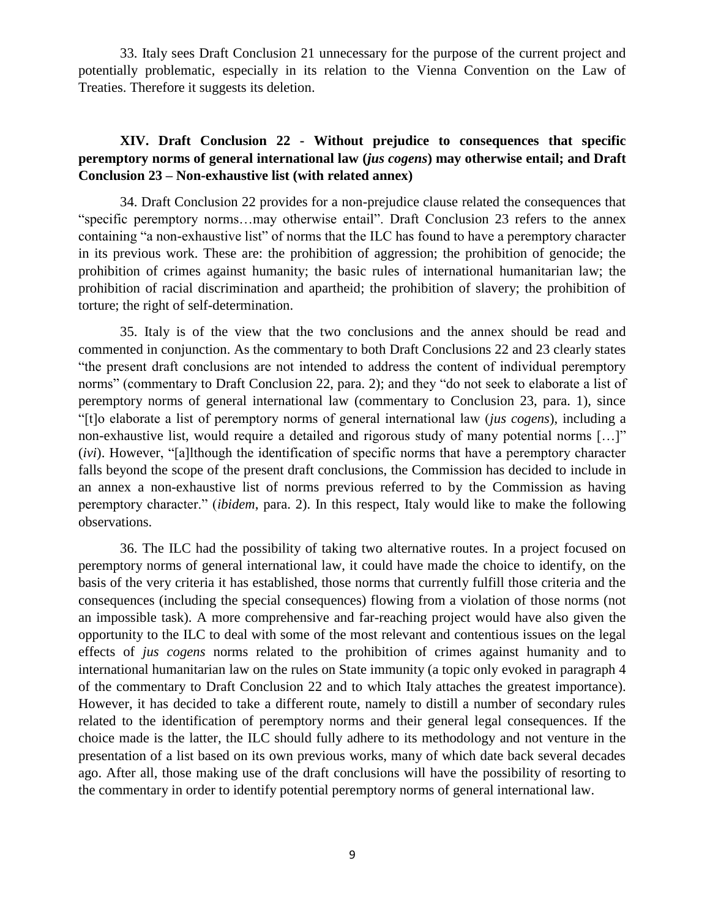33. Italy sees Draft Conclusion 21 unnecessary for the purpose of the current project and potentially problematic, especially in its relation to the Vienna Convention on the Law of Treaties. Therefore it suggests its deletion.

## XIV. Draft Conclusion 22 - Without prejudice to consequences that specific peremptory norms of general international law (*jus cogens*) may otherwise entail; and Draft Conclusion 23 – Non-exhaustive list (with related annex)

34. Draft Conclusion 22 provides for a non-prejudice clause related the consequences that "specific peremptory norms…may otherwise entail". Draft Conclusion 23 refers to the annex containing "a non-exhaustive list" of norms that the ILC has found to have a peremptory character in its previous work. These are: the prohibition of aggression; the prohibition of genocide; the prohibition of crimes against humanity; the basic rules of international humanitarian law; the prohibition of racial discrimination and apartheid; the prohibition of slavery; the prohibition of torture; the right of self-determination.

35. Italy is of the view that the two conclusions and the annex should be read and commented in conjunction. As the commentary to both Draft Conclusions 22 and 23 clearly states "the present draft conclusions are not intended to address the content of individual peremptory norms" (commentary to Draft Conclusion 22, para. 2); and they "do not seek to elaborate a list of peremptory norms of general international law (commentary to Conclusion 23, para. 1), since "[t]o elaborate a list of peremptory norms of general international law (*jus cogens*), including a non-exhaustive list, would require a detailed and rigorous study of many potential norms […]" (*ivi*). However, "[a]lthough the identification of specific norms that have a peremptory character falls beyond the scope of the present draft conclusions, the Commission has decided to include in an annex a non-exhaustive list of norms previous referred to by the Commission as having peremptory character." (*ibidem*, para. 2). In this respect, Italy would like to make the following observations.

36. The ILC had the possibility of taking two alternative routes. In a project focused on peremptory norms of general international law, it could have made the choice to identify, on the basis of the very criteria it has established, those norms that currently fulfill those criteria and the consequences (including the special consequences) flowing from a violation of those norms (not an impossible task). A more comprehensive and far-reaching project would have also given the opportunity to the ILC to deal with some of the most relevant and contentious issues on the legal effects of *jus cogens* norms related to the prohibition of crimes against humanity and to international humanitarian law on the rules on State immunity (a topic only evoked in paragraph 4 of the commentary to Draft Conclusion 22 and to which Italy attaches the greatest importance). However, it has decided to take a different route, namely to distill a number of secondary rules related to the identification of peremptory norms and their general legal consequences. If the choice made is the latter, the ILC should fully adhere to its methodology and not venture in the presentation of a list based on its own previous works, many of which date back several decades ago. After all, those making use of the draft conclusions will have the possibility of resorting to the commentary in order to identify potential peremptory norms of general international law.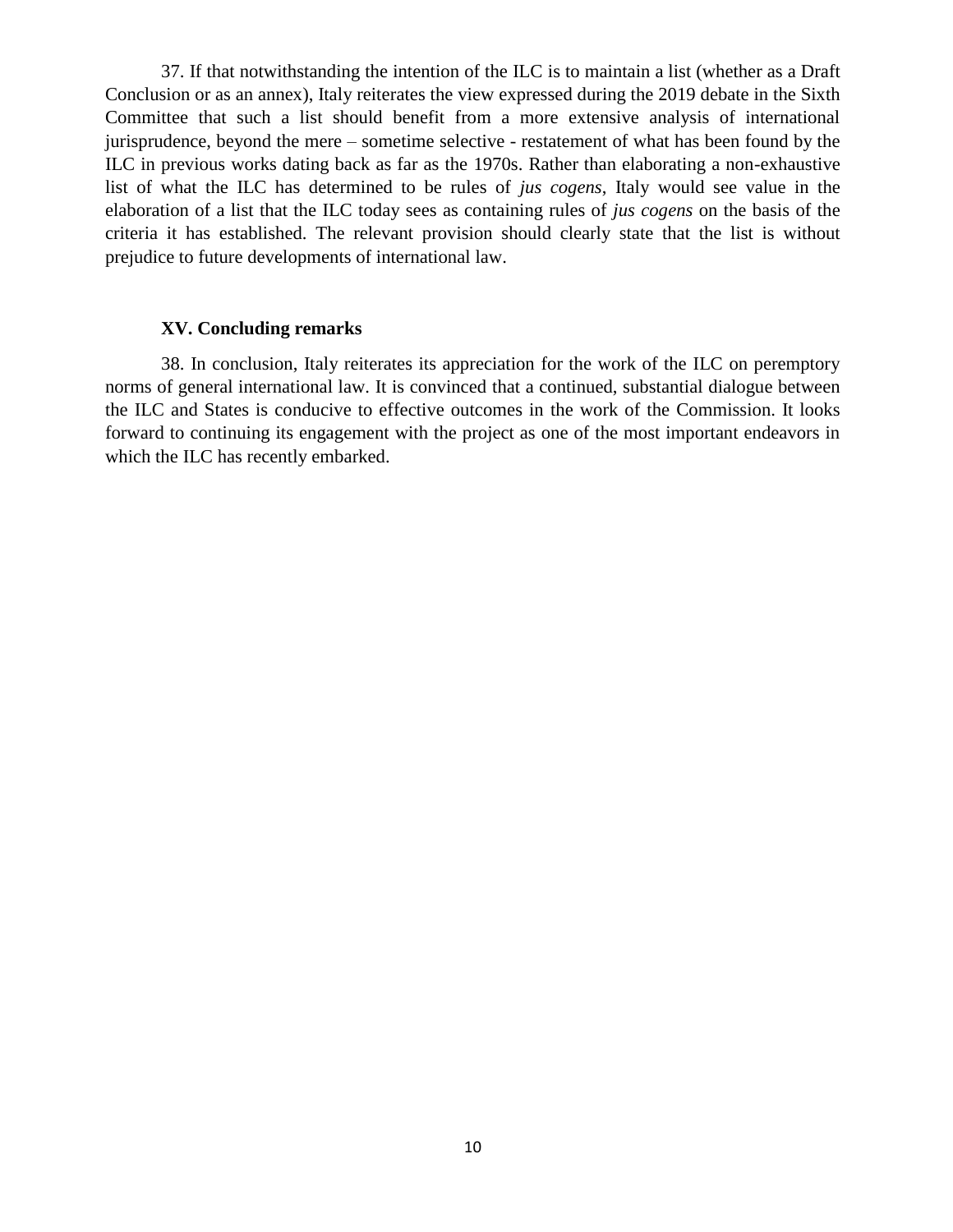37. If that notwithstanding the intention of the ILC is to maintain a list (whether as a Draft Conclusion or as an annex), Italy reiterates the view expressed during the 2019 debate in the Sixth Committee that such a list should benefit from a more extensive analysis of international jurisprudence, beyond the mere – sometime selective - restatement of what has been found by the ILC in previous works dating back as far as the 1970s. Rather than elaborating a non-exhaustive list of what the ILC has determined to be rules of *jus cogens*, Italy would see value in the elaboration of a list that the ILC today sees as containing rules of *jus cogens* on the basis of the criteria it has established. The relevant provision should clearly state that the list is without prejudice to future developments of international law.

### XV. Concluding remarks

38. In conclusion, Italy reiterates its appreciation for the work of the ILC on peremptory norms of general international law. It is convinced that a continued, substantial dialogue between the ILC and States is conducive to effective outcomes in the work of the Commission. It looks forward to continuing its engagement with the project as one of the most important endeavors in which the ILC has recently embarked.